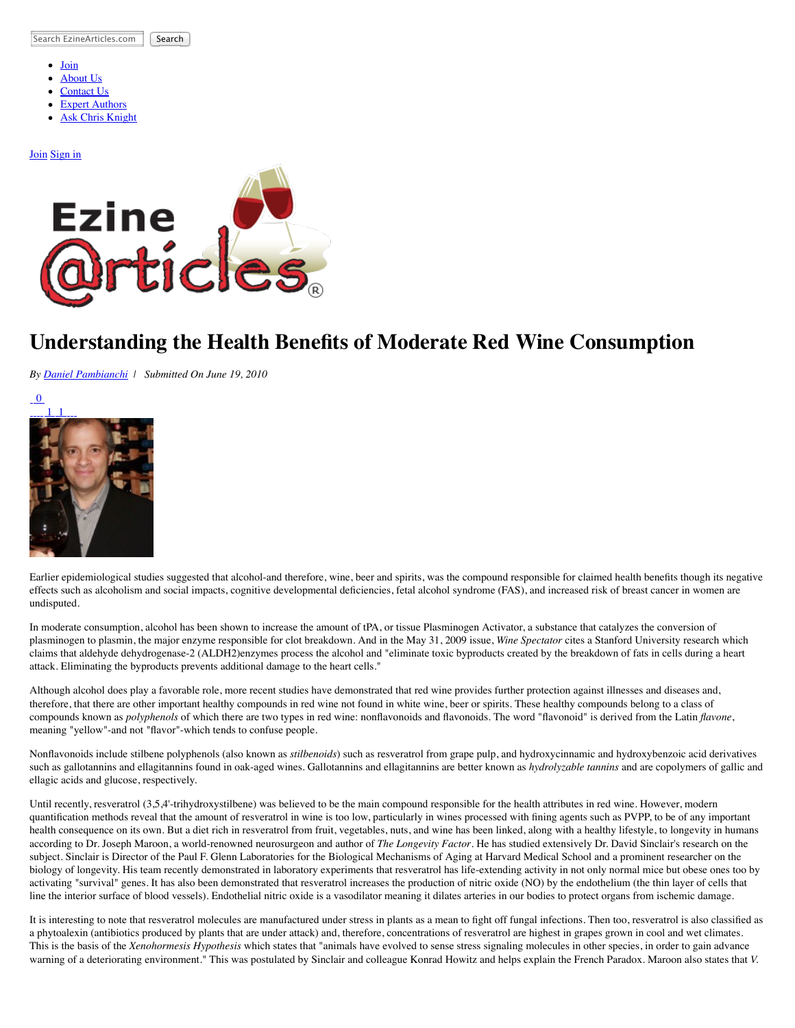Search EzineArticles.com Search

- Join
- About Us
- Contact Us
- Expert Authors
- Ask Chris Knight

Join Sign in

# Understanding the Health Benefits of Moderate Red Wine Consumption

*By Daniel Pambianchi | Submitted On June 19, 2010*

0

1 1

Earlier epidemiological studies suggested that alcohol-and therefore, wine, beer and spirits, was the compound responsible for claimed health benefits though its negative effects such as alcoholism and social impacts, cognitive developmental deficiencies, fetal alcohol syndrome (FAS), and increased risk of breast cancer in women are undisputed.

In moderate consumption, alcohol has been shown to increase the amount of tPA, or tissue Plasminogen Activator, a substance that catalyzes the conversion of plasminogen to plasmin, the major enzyme responsible for clot breakdown. And in the May 31, 2009 issue, *Wine Spectator* cites a Stanford University research which claims that aldehyde dehydrogenase-2 (ALDH2)enzymes process the alcohol and "eliminate toxic byproducts created by the breakdown of fats in cells during a heart attack. Eliminating the byproducts prevents additional damage to the heart cells."

Although alcohol does play a favorable role, more recent studies have demonstrated that red wine provides further protection against illnesses and diseases and, therefore, that there are other important healthy compounds in red wine not found in white wine, beer or spirits. These healthy compounds belong to a class of compounds known as *polyphenols* of which there are two types in red wine: nonflavonoids and flavonoids. The word "flavonoid" is derived from the Latin *flavone*, meaning "yellow"-and not "flavor"-which tends to confuse people.

Nonflavonoids include stilbene polyphenols (also known as *stilbenoids*) such as resveratrol from grape pulp, and hydroxycinnamic and hydroxybenzoic acid derivatives such as gallotannins and ellagitannins found in oak-aged wines. Gallotannins and ellagitannins are better known as *hydrolyzable tannins* and are copolymers of gallic and ellagic acids and glucose, respectively.

Until recently, resveratrol (3,5,4'-trihydroxystilbene) was believed to be the main compound responsible for the health attributes in red wine. However, modern quantification methods reveal that the amount of resveratrol in wine is too low, particularly in wines processed with fining agents such as PVPP, to be of any important health consequence on its own. But a diet rich in resveratrol from fruit, vegetables, nuts, and wine has been linked, along with a healthy lifestyle, to longevity in humans according to Dr. Joseph Maroon, a world-renowned neurosurgeon and author of *The Longevity Factor*. He has studied extensively Dr. David Sinclair's research on the subject. Sinclair is Director of the Paul F. Glenn Laboratories for the Biological Mechanisms of Aging at Harvard Medical School and a prominent researcher on the biology of longevity. His team recently demonstrated in laboratory experiments that resveratrol has life-extending activity in not only normal mice but obese ones too by activating "survival" genes. It has also been demonstrated that resveratrol increases the production of nitric oxide (NO) by the endothelium (the thin layer of cells that line the interior surface of blood vessels). Endothelial nitric oxide is a vasodilator meaning it dilates arteries in our bodies to protect organs from ischemic damage.

It is interesting to note that resveratrol molecules are manufactured under stress in plants as a mean to fight off fungal infections. Then too, resveratrol is also classified as a phytoalexin (antibiotics produced by plants that are under attack) and, therefore, concentrations of resveratrol are highest in grapes grown in cool and wet climates. This is the basis of the *Xenohormesis Hypothesis* which states that "animals have evolved to sense stress signaling molecules in other species, in order to gain advance warning of a deteriorating environment." This was postulated by Sinclair and colleague Konrad Howitz and helps explain the French Paradox. Maroon also states that *V.*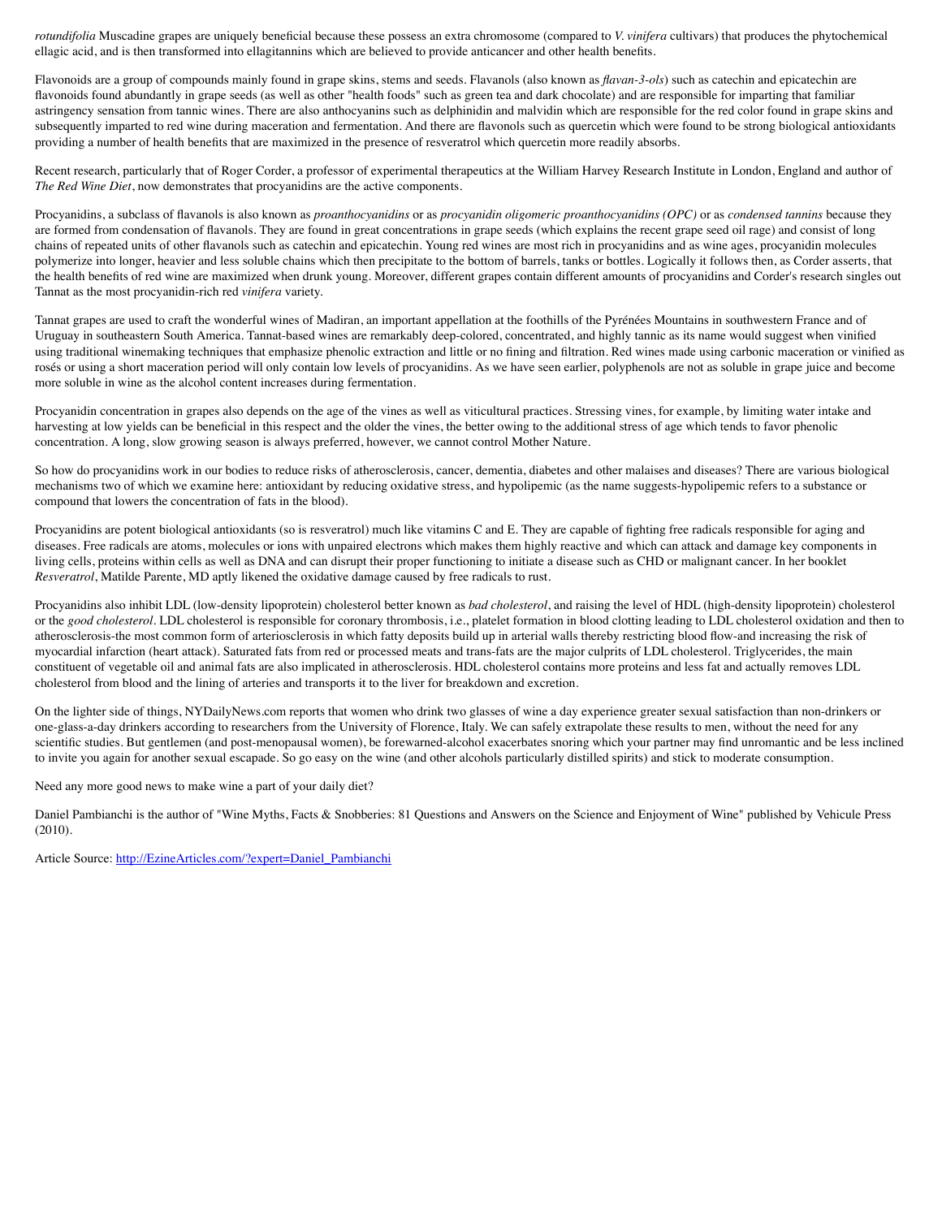*rotundifolia* Muscadine grapes are uniquely beneficial because these possess an extra chromosome (compared to *V. vinifera* cultivars) that produces the phytochemical ellagic acid, and is then transformed into ellagitannins which are believed to provide anticancer and other health benefits.

Flavonoids are a group of compounds mainly found in grape skins, stems and seeds. Flavanols (also known as *flavan-3-ols*) such as catechin and epicatechin are flavonoids found abundantly in grape seeds (as well as other "health foods" such as green tea and dark chocolate) and are responsible for imparting that familiar astringency sensation from tannic wines. There are also anthocyanins such as delphinidin and malvidin which are responsible for the red color found in grape skins and subsequently imparted to red wine during maceration and fermentation. And there are flavonols such as quercetin which were found to be strong biological antioxidants providing a number of health benefits that are maximized in the presence of resveratrol which quercetin more readily absorbs.

Recent research, particularly that of Roger Corder, a professor of experimental therapeutics at the William Harvey Research Institute in London, England and author of *The Red Wine Diet*, now demonstrates that procyanidins are the active components.

Procyanidins, a subclass of flavanols is also known as *proanthocyanidins* or as *procyanidin oligomeric proanthocyanidins (OPC)* or as *condensed tannins* because they are formed from condensation of flavanols. They are found in great concentrations in grape seeds (which explains the recent grape seed oil rage) and consist of long chains of repeated units of other flavanols such as catechin and epicatechin. Young red wines are most rich in procyanidins and as wine ages, procyanidin molecules polymerize into longer, heavier and less soluble chains which then precipitate to the bottom of barrels, tanks or bottles. Logically it follows then, as Corder asserts, that the health benefits of red wine are maximized when drunk young. Moreover, different grapes contain different amounts of procyanidins and Corder's research singles out Tannat as the most procyanidin-rich red *vinifera* variety.

Tannat grapes are used to craft the wonderful wines of Madiran, an important appellation at the foothills of the Pyrénées Mountains in southwestern France and of Uruguay in southeastern South America. Tannat-based wines are remarkably deep-colored, concentrated, and highly tannic as its name would suggest when vinified using traditional winemaking techniques that emphasize phenolic extraction and little or no fining and filtration. Red wines made using carbonic maceration or vinified as rosés or using a short maceration period will only contain low levels of procyanidins. As we have seen earlier, polyphenols are not as soluble in grape juice and become more soluble in wine as the alcohol content increases during fermentation.

Procyanidin concentration in grapes also depends on the age of the vines as well as viticultural practices. Stressing vines, for example, by limiting water intake and harvesting at low yields can be beneficial in this respect and the older the vines, the better owing to the additional stress of age which tends to favor phenolic concentration. A long, slow growing season is always preferred, however, we cannot control Mother Nature.

So how do procyanidins work in our bodies to reduce risks of atherosclerosis, cancer, dementia, diabetes and other malaises and diseases? There are various biological mechanisms two of which we examine here: antioxidant by reducing oxidative stress, and hypolipemic (as the name suggests-hypolipemic refers to a substance or compound that lowers the concentration of fats in the blood).

Procyanidins are potent biological antioxidants (so is resveratrol) much like vitamins C and E. They are capable of fighting free radicals responsible for aging and diseases. Free radicals are atoms, molecules or ions with unpaired electrons which makes them highly reactive and which can attack and damage key components in living cells, proteins within cells as well as DNA and can disrupt their proper functioning to initiate a disease such as CHD or malignant cancer. In her booklet *Resveratrol*, Matilde Parente, MD aptly likened the oxidative damage caused by free radicals to rust.

Procyanidins also inhibit LDL (low-density lipoprotein) cholesterol better known as *bad cholesterol*, and raising the level of HDL (high-density lipoprotein) cholesterol or the *good cholesterol*. LDL cholesterol is responsible for coronary thrombosis, i.e., platelet formation in blood clotting leading to LDL cholesterol oxidation and then to atherosclerosis-the most common form of arteriosclerosis in which fatty deposits build up in arterial walls thereby restricting blood flow-and increasing the risk of myocardial infarction (heart attack). Saturated fats from red or processed meats and trans-fats are the major culprits of LDL cholesterol. Triglycerides, the main constituent of vegetable oil and animal fats are also implicated in atherosclerosis. HDL cholesterol contains more proteins and less fat and actually removes LDL cholesterol from blood and the lining of arteries and transports it to the liver for breakdown and excretion.

On the lighter side of things, NYDailyNews.com reports that women who drink two glasses of wine a day experience greater sexual satisfaction than non-drinkers or one-glass-a-day drinkers according to researchers from the University of Florence, Italy. We can safely extrapolate these results to men, without the need for any scientific studies. But gentlemen (and post-menopausal women), be forewarned-alcohol exacerbates snoring which your partner may find unromantic and be less inclined to invite you again for another sexual escapade. So go easy on the wine (and other alcohols particularly distilled spirits) and stick to moderate consumption.

Need any more good news to make wine a part of your daily diet?

Daniel Pambianchi is the author of "Wine Myths, Facts & Snobberies: 81 Questions and Answers on the Science and Enjoyment of Wine" published by Vehicule Press (2010).

Article Source: [http://EzineArticles.com/?expert=Daniel_Pambianchi](http://EzineArticles.com/?expert=Daniel_Pambianchi)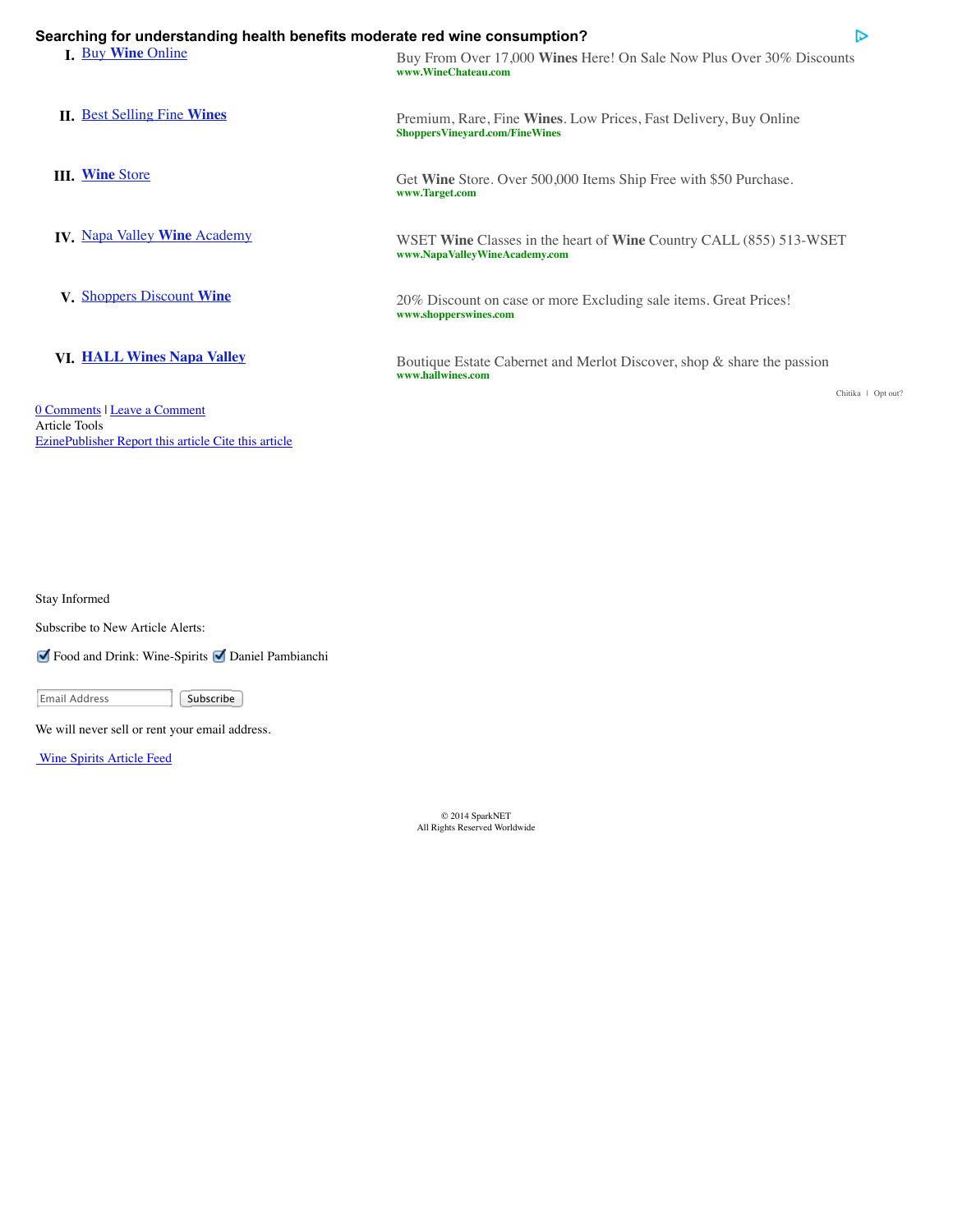**Searching for understanding health benefits moderate red wine consumption?**

I. Buy **Wine** Online

Buy From Over 17,000 **Wines** Here! On Sale Now Plus Over 30% Discounts
www.WineChateau.com

II. Best Selling Fine **Wines**

Premium, Rare, Fine **Wines**. Low Prices, Fast Delivery, Buy Online
ShoppersVineyard.com/FineWines

III. **Wine** Store

Get **Wine** Store. Over 500,000 Items Ship Free with $50 Purchase.
www.Target.com

IV. Napa Valley **Wine** Academy

WSET **Wine** Classes in the heart of **Wine** Country CALL (855) 513-WSET
www.NapaValleyWineAcademy.com

V. Shoppers Discount **Wine**

20% Discount on case or more Excluding sale items. Great Prices!
www.shopperswines.com

VI. **HALL Wines Napa Valley**

Boutique Estate Cabernet and Merlot Discover, shop & share the passion
www.hallwines.com

Chitika | Opt out?

0 Comments | Leave a Comment

Article Tools

EzinePublisher Report this article Cite this article

Stay Informed

Subscribe to New Article Alerts:

☑ Food and Drink: Wine-Spirits ☑ Daniel Pambianchi

Email Address Subscribe

We will never sell or rent your email address.

Wine Spirits Article Feed

© 2014 SparkNET
All Rights Reserved Worldwide